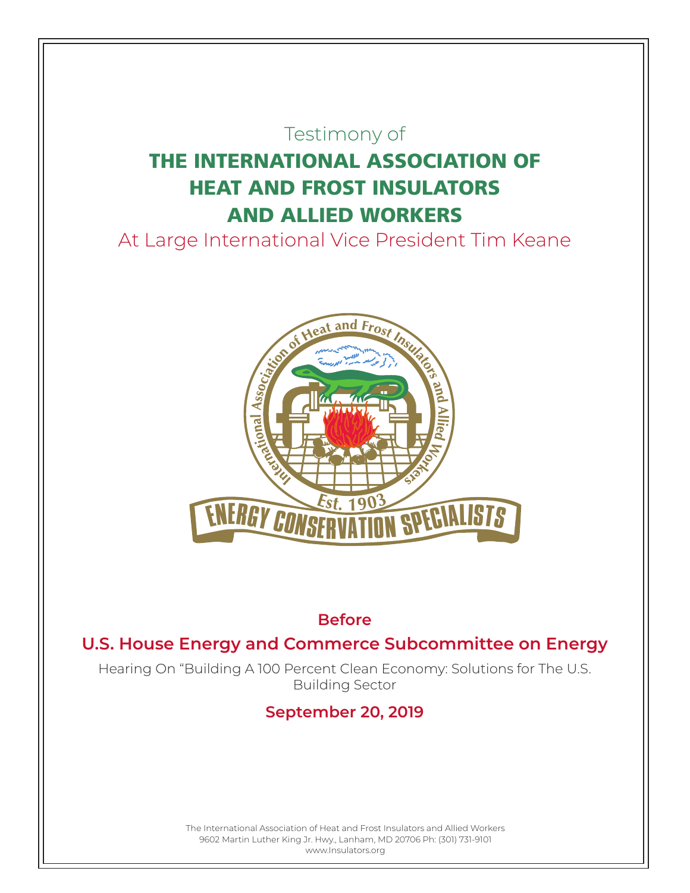Testimony of

# THE INTERNATIONAL ASSOCIATION OF HEAT AND FROST INSULATORS AND ALLIED WORKERS

At Large International Vice President Tim Keane

**Before**

## U.S. House Energy and Commerce Subcommittee on Energy

Hearing On "Building A 100 Percent Clean Economy: Solutions for The U.S. Building Sector

**September 20, 2019**

The International Association of Heat and Frost Insulators and Allied Workers
9602 Martin Luther King Jr. Hwy., Lanham, MD 20706 Ph: (301) 731-9101
www.Insulators.org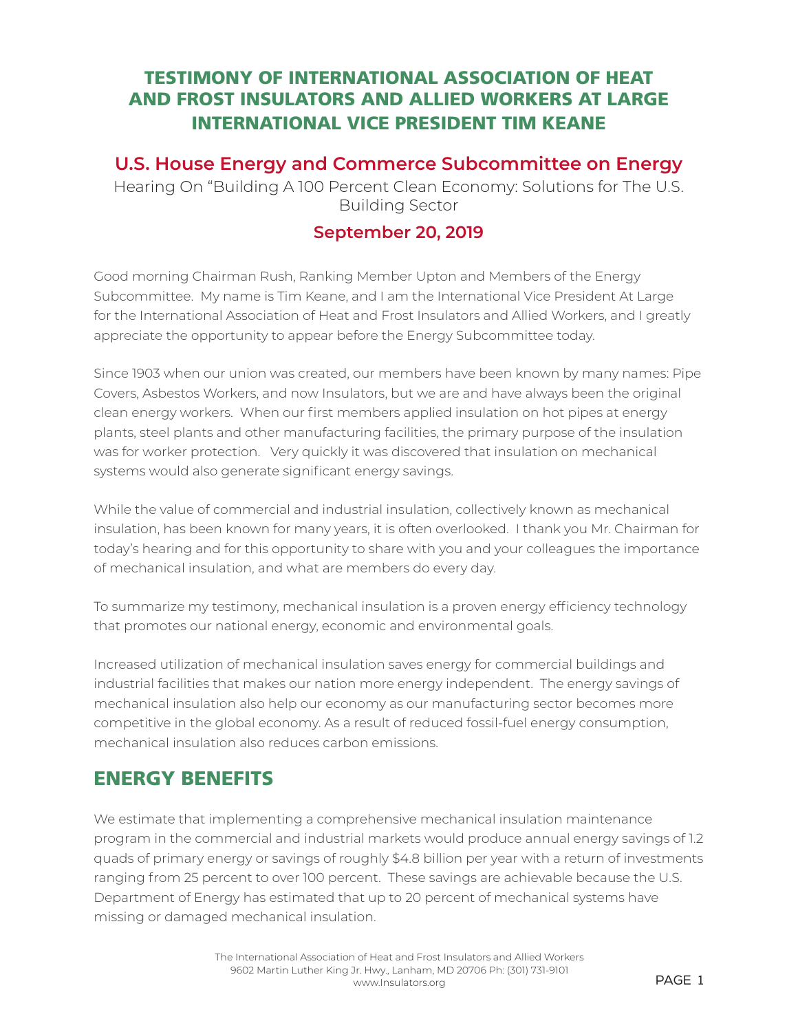# TESTIMONY OF INTERNATIONAL ASSOCIATION OF HEAT AND FROST INSULATORS AND ALLIED WORKERS AT LARGE INTERNATIONAL VICE PRESIDENT TIM KEANE

## U.S. House Energy and Commerce Subcommittee on Energy

Hearing On "Building A 100 Percent Clean Economy: Solutions for The U.S. Building Sector

**September 20, 2019**

Good morning Chairman Rush, Ranking Member Upton and Members of the Energy Subcommittee. My name is Tim Keane, and I am the International Vice President At Large for the International Association of Heat and Frost Insulators and Allied Workers, and I greatly appreciate the opportunity to appear before the Energy Subcommittee today.

Since 1903 when our union was created, our members have been known by many names: Pipe Covers, Asbestos Workers, and now Insulators, but we are and have always been the original clean energy workers. When our first members applied insulation on hot pipes at energy plants, steel plants and other manufacturing facilities, the primary purpose of the insulation was for worker protection. Very quickly it was discovered that insulation on mechanical systems would also generate significant energy savings.

While the value of commercial and industrial insulation, collectively known as mechanical insulation, has been known for many years, it is often overlooked. I thank you Mr. Chairman for today's hearing and for this opportunity to share with you and your colleagues the importance of mechanical insulation, and what are members do every day.

To summarize my testimony, mechanical insulation is a proven energy efficiency technology that promotes our national energy, economic and environmental goals.

Increased utilization of mechanical insulation saves energy for commercial buildings and industrial facilities that makes our nation more energy independent. The energy savings of mechanical insulation also help our economy as our manufacturing sector becomes more competitive in the global economy. As a result of reduced fossil-fuel energy consumption, mechanical insulation also reduces carbon emissions.

## ENERGY BENEFITS

We estimate that implementing a comprehensive mechanical insulation maintenance program in the commercial and industrial markets would produce annual energy savings of 1.2 quads of primary energy or savings of roughly $4.8 billion per year with a return of investments ranging from 25 percent to over 100 percent. These savings are achievable because the U.S. Department of Energy has estimated that up to 20 percent of mechanical systems have missing or damaged mechanical insulation.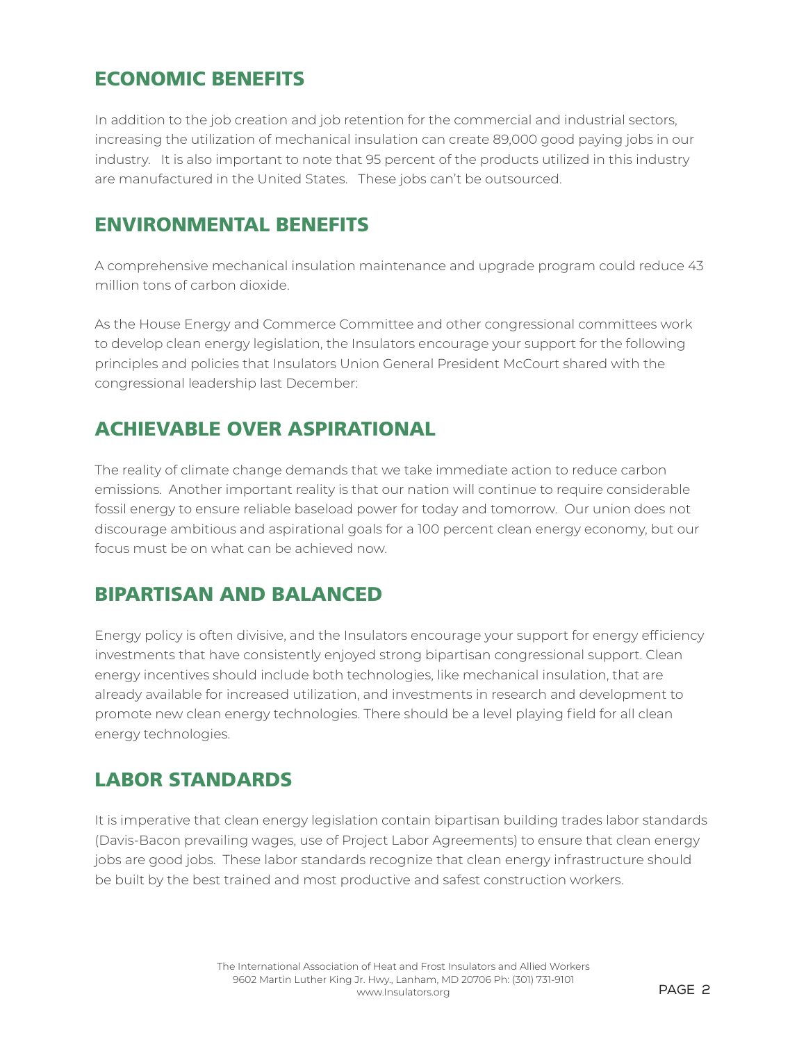## ECONOMIC BENEFITS

In addition to the job creation and job retention for the commercial and industrial sectors, increasing the utilization of mechanical insulation can create 89,000 good paying jobs in our industry. It is also important to note that 95 percent of the products utilized in this industry are manufactured in the United States. These jobs can't be outsourced.

## ENVIRONMENTAL BENEFITS

A comprehensive mechanical insulation maintenance and upgrade program could reduce 43 million tons of carbon dioxide.

As the House Energy and Commerce Committee and other congressional committees work to develop clean energy legislation, the Insulators encourage your support for the following principles and policies that Insulators Union General President McCourt shared with the congressional leadership last December:

## ACHIEVABLE OVER ASPIRATIONAL

The reality of climate change demands that we take immediate action to reduce carbon emissions. Another important reality is that our nation will continue to require considerable fossil energy to ensure reliable baseload power for today and tomorrow. Our union does not discourage ambitious and aspirational goals for a 100 percent clean energy economy, but our focus must be on what can be achieved now.

## BIPARTISAN AND BALANCED

Energy policy is often divisive, and the Insulators encourage your support for energy efficiency investments that have consistently enjoyed strong bipartisan congressional support. Clean energy incentives should include both technologies, like mechanical insulation, that are already available for increased utilization, and investments in research and development to promote new clean energy technologies. There should be a level playing field for all clean energy technologies.

## LABOR STANDARDS

It is imperative that clean energy legislation contain bipartisan building trades labor standards (Davis-Bacon prevailing wages, use of Project Labor Agreements) to ensure that clean energy jobs are good jobs. These labor standards recognize that clean energy infrastructure should be built by the best trained and most productive and safest construction workers.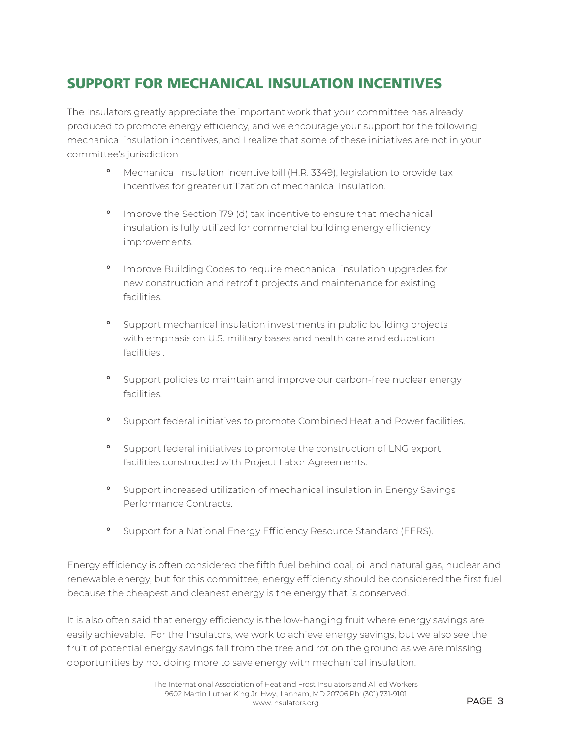## SUPPORT FOR MECHANICAL INSULATION INCENTIVES

The Insulators greatly appreciate the important work that your committee has already produced to promote energy efficiency, and we encourage your support for the following mechanical insulation incentives, and I realize that some of these initiatives are not in your committee's jurisdiction

- Mechanical Insulation Incentive bill (H.R. 3349), legislation to provide tax incentives for greater utilization of mechanical insulation.
- Improve the Section 179 (d) tax incentive to ensure that mechanical insulation is fully utilized for commercial building energy efficiency improvements.
- Improve Building Codes to require mechanical insulation upgrades for new construction and retrofit projects and maintenance for existing facilities.
- Support mechanical insulation investments in public building projects with emphasis on U.S. military bases and health care and education facilities .
- Support policies to maintain and improve our carbon-free nuclear energy facilities.
- Support federal initiatives to promote Combined Heat and Power facilities.
- Support federal initiatives to promote the construction of LNG export facilities constructed with Project Labor Agreements.
- Support increased utilization of mechanical insulation in Energy Savings Performance Contracts.
- Support for a National Energy Efficiency Resource Standard (EERS).

Energy efficiency is often considered the fifth fuel behind coal, oil and natural gas, nuclear and renewable energy, but for this committee, energy efficiency should be considered the first fuel because the cheapest and cleanest energy is the energy that is conserved.

It is also often said that energy efficiency is the low-hanging fruit where energy savings are easily achievable. For the Insulators, we work to achieve energy savings, but we also see the fruit of potential energy savings fall from the tree and rot on the ground as we are missing opportunities by not doing more to save energy with mechanical insulation.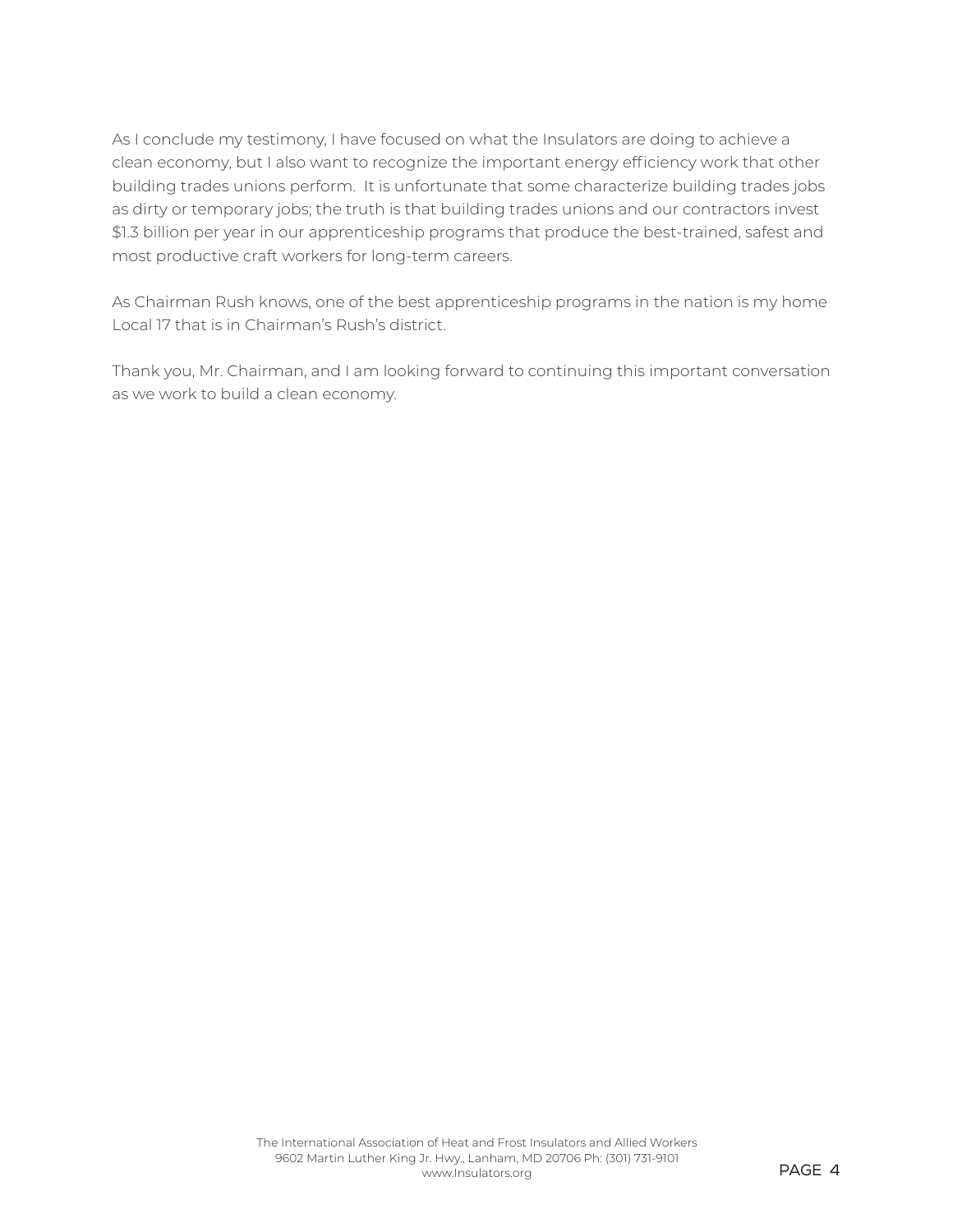As I conclude my testimony, I have focused on what the Insulators are doing to achieve a clean economy, but I also want to recognize the important energy efficiency work that other building trades unions perform.  It is unfortunate that some characterize building trades jobs as dirty or temporary jobs; the truth is that building trades unions and our contractors invest $1.3 billion per year in our apprenticeship programs that produce the best-trained, safest and most productive craft workers for long-term careers.

As Chairman Rush knows, one of the best apprenticeship programs in the nation is my home Local 17 that is in Chairman's Rush's district.

Thank you, Mr. Chairman, and I am looking forward to continuing this important conversation as we work to build a clean economy.